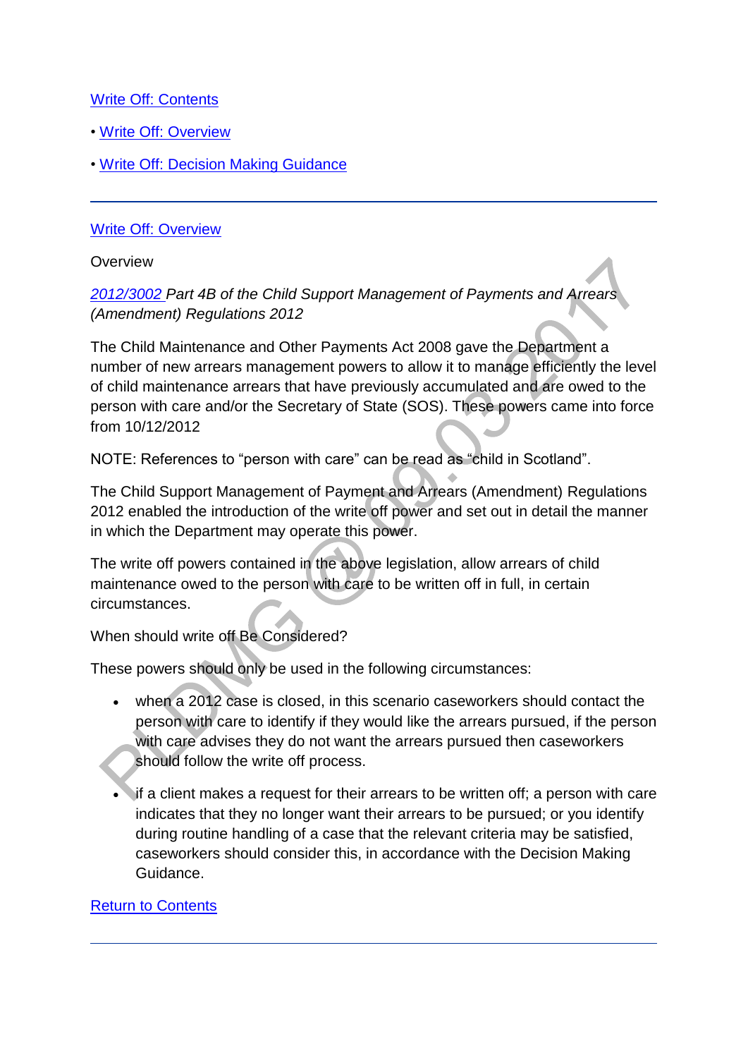Write Off: Contents

- Write Off: Overview
- Write Off: Decision Making Guidance

---

## Write Off: Overview

Overview

2012/3002 *Part 4B of the Child Support Management of Payments and Arrears (Amendment) Regulations 2012*

The Child Maintenance and Other Payments Act 2008 gave the Department a number of new arrears management powers to allow it to manage efficiently the level of child maintenance arrears that have previously accumulated and are owed to the person with care and/or the Secretary of State (SOS). These powers came into force from 10/12/2012

NOTE: References to “person with care” can be read as “child in Scotland”.

The Child Support Management of Payment and Arrears (Amendment) Regulations 2012 enabled the introduction of the write off power and set out in detail the manner in which the Department may operate this power.

The write off powers contained in the above legislation, allow arrears of child maintenance owed to the person with care to be written off in full, in certain circumstances.

When should write off Be Considered?

These powers should only be used in the following circumstances:

- when a 2012 case is closed, in this scenario caseworkers should contact the person with care to identify if they would like the arrears pursued, if the person with care advises they do not want the arrears pursued then caseworkers should follow the write off process.
- if a client makes a request for their arrears to be written off; a person with care indicates that they no longer want their arrears to be pursued; or you identify during routine handling of a case that the relevant criteria may be satisfied, caseworkers should consider this, in accordance with the Decision Making Guidance.

Return to Contents

---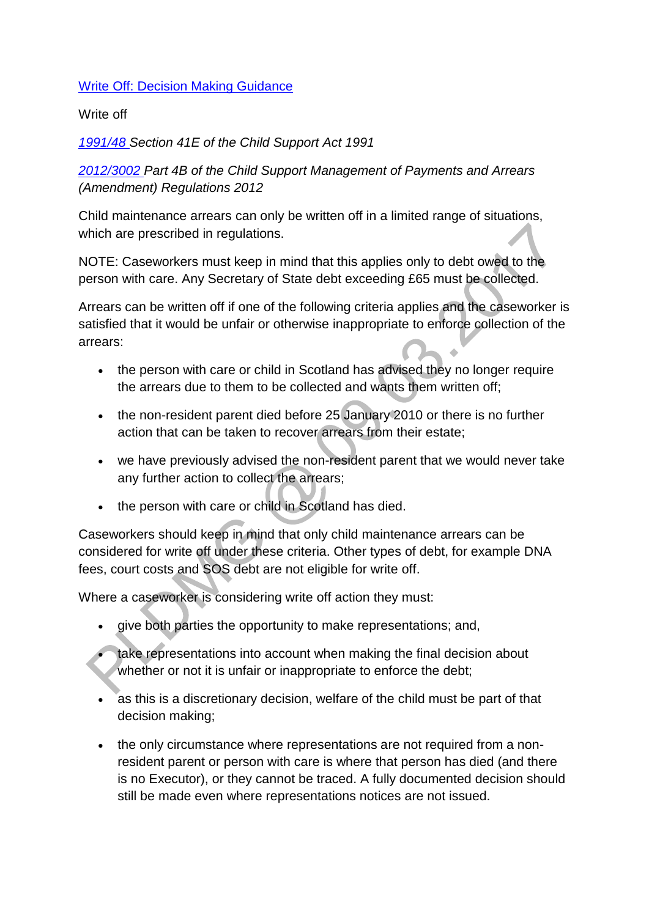[Write Off: Decision Making Guidance](#)

Write off

*[1991/48](#) Section 41E of the Child Support Act 1991*

*[2012/3002](#) Part 4B of the Child Support Management of Payments and Arrears (Amendment) Regulations 2012*

Child maintenance arrears can only be written off in a limited range of situations, which are prescribed in regulations.

NOTE: Caseworkers must keep in mind that this applies only to debt owed to the person with care. Any Secretary of State debt exceeding £65 must be collected.

Arrears can be written off if one of the following criteria applies and the caseworker is satisfied that it would be unfair or otherwise inappropriate to enforce collection of the arrears:

- the person with care or child in Scotland has advised they no longer require the arrears due to them to be collected and wants them written off;
- the non-resident parent died before 25 January 2010 or there is no further action that can be taken to recover arrears from their estate;
- we have previously advised the non-resident parent that we would never take any further action to collect the arrears;
- the person with care or child in Scotland has died.

Caseworkers should keep in mind that only child maintenance arrears can be considered for write off under these criteria. Other types of debt, for example DNA fees, court costs and SOS debt are not eligible for write off.

Where a caseworker is considering write off action they must:

- give both parties the opportunity to make representations; and,
- take representations into account when making the final decision about whether or not it is unfair or inappropriate to enforce the debt;
- as this is a discretionary decision, welfare of the child must be part of that decision making;
- the only circumstance where representations are not required from a non-resident parent or person with care is where that person has died (and there is no Executor), or they cannot be traced. A fully documented decision should still be made even where representations notices are not issued.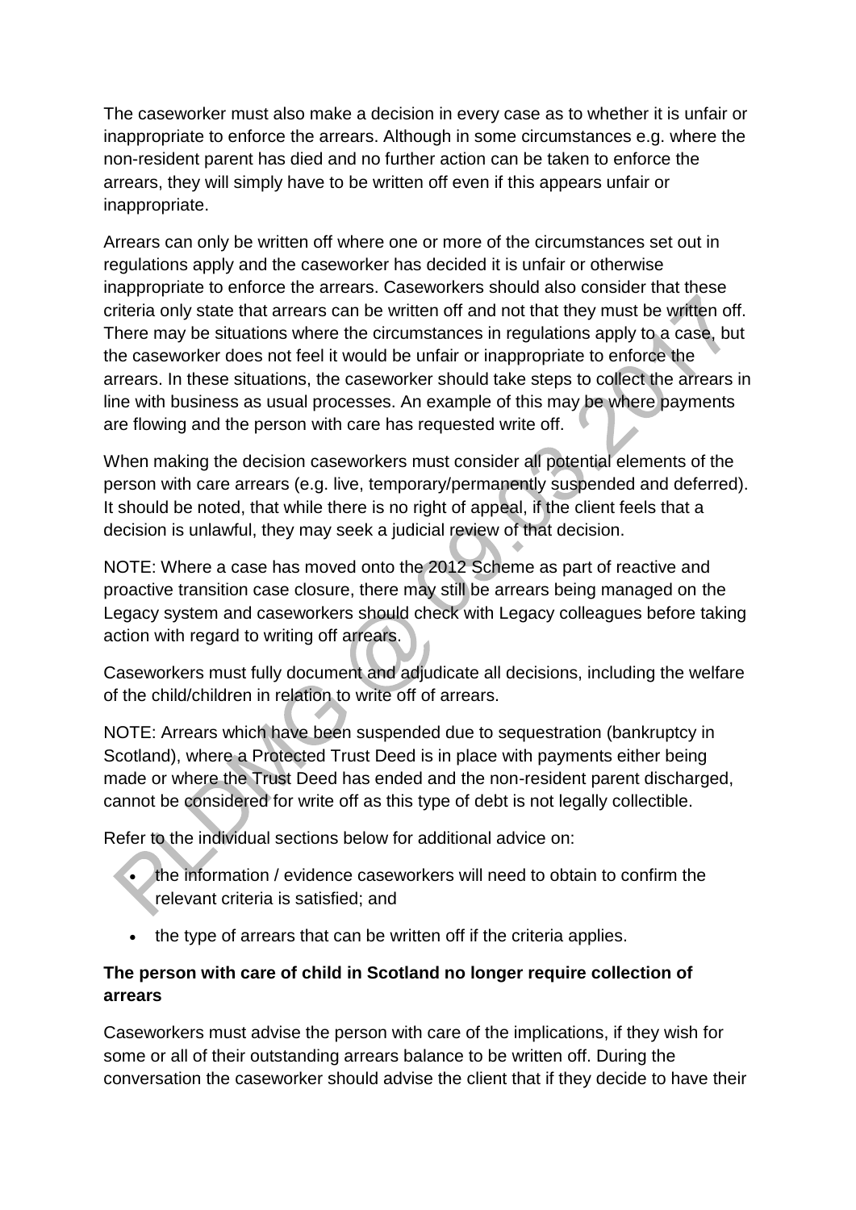The caseworker must also make a decision in every case as to whether it is unfair or inappropriate to enforce the arrears. Although in some circumstances e.g. where the non-resident parent has died and no further action can be taken to enforce the arrears, they will simply have to be written off even if this appears unfair or inappropriate.

Arrears can only be written off where one or more of the circumstances set out in regulations apply and the caseworker has decided it is unfair or otherwise inappropriate to enforce the arrears. Caseworkers should also consider that these criteria only state that arrears can be written off and not that they must be written off. There may be situations where the circumstances in regulations apply to a case, but the caseworker does not feel it would be unfair or inappropriate to enforce the arrears. In these situations, the caseworker should take steps to collect the arrears in line with business as usual processes. An example of this may be where payments are flowing and the person with care has requested write off.

When making the decision caseworkers must consider all potential elements of the person with care arrears (e.g. live, temporary/permanently suspended and deferred). It should be noted, that while there is no right of appeal, if the client feels that a decision is unlawful, they may seek a judicial review of that decision.

NOTE: Where a case has moved onto the 2012 Scheme as part of reactive and proactive transition case closure, there may still be arrears being managed on the Legacy system and caseworkers should check with Legacy colleagues before taking action with regard to writing off arrears.

Caseworkers must fully document and adjudicate all decisions, including the welfare of the child/children in relation to write off of arrears.

NOTE: Arrears which have been suspended due to sequestration (bankruptcy in Scotland), where a Protected Trust Deed is in place with payments either being made or where the Trust Deed has ended and the non-resident parent discharged, cannot be considered for write off as this type of debt is not legally collectible.

Refer to the individual sections below for additional advice on:

- the information / evidence caseworkers will need to obtain to confirm the relevant criteria is satisfied; and
- the type of arrears that can be written off if the criteria applies.

**The person with care of child in Scotland no longer require collection of arrears**

Caseworkers must advise the person with care of the implications, if they wish for some or all of their outstanding arrears balance to be written off. During the conversation the caseworker should advise the client that if they decide to have their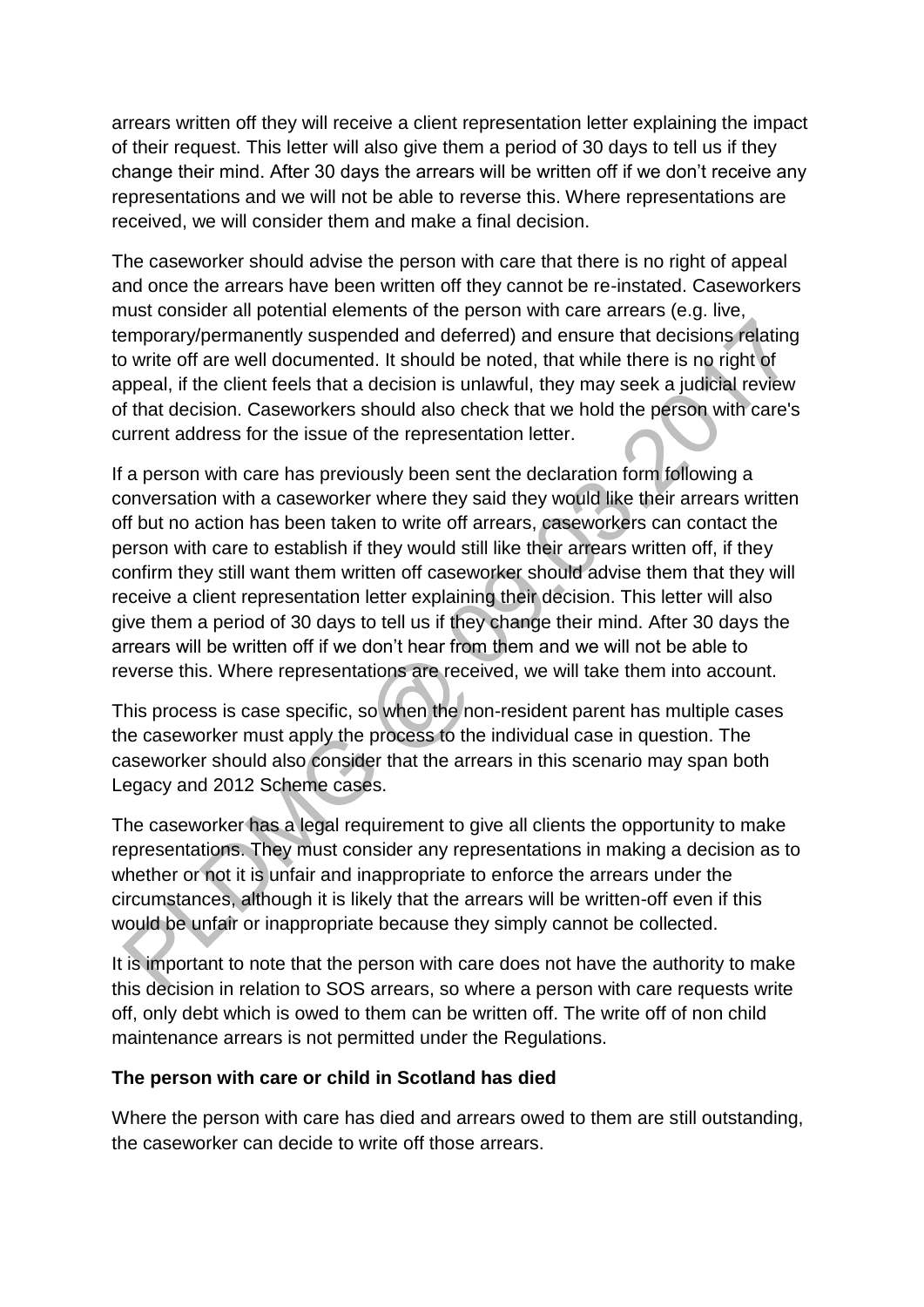arrears written off they will receive a client representation letter explaining the impact of their request. This letter will also give them a period of 30 days to tell us if they change their mind. After 30 days the arrears will be written off if we don't receive any representations and we will not be able to reverse this. Where representations are received, we will consider them and make a final decision.

The caseworker should advise the person with care that there is no right of appeal and once the arrears have been written off they cannot be re-instated. Caseworkers must consider all potential elements of the person with care arrears (e.g. live, temporary/permanently suspended and deferred) and ensure that decisions relating to write off are well documented. It should be noted, that while there is no right of appeal, if the client feels that a decision is unlawful, they may seek a judicial review of that decision. Caseworkers should also check that we hold the person with care's current address for the issue of the representation letter.

If a person with care has previously been sent the declaration form following a conversation with a caseworker where they said they would like their arrears written off but no action has been taken to write off arrears, caseworkers can contact the person with care to establish if they would still like their arrears written off, if they confirm they still want them written off caseworker should advise them that they will receive a client representation letter explaining their decision. This letter will also give them a period of 30 days to tell us if they change their mind. After 30 days the arrears will be written off if we don't hear from them and we will not be able to reverse this. Where representations are received, we will take them into account.

This process is case specific, so when the non-resident parent has multiple cases the caseworker must apply the process to the individual case in question. The caseworker should also consider that the arrears in this scenario may span both Legacy and 2012 Scheme cases.

The caseworker has a legal requirement to give all clients the opportunity to make representations. They must consider any representations in making a decision as to whether or not it is unfair and inappropriate to enforce the arrears under the circumstances, although it is likely that the arrears will be written-off even if this would be unfair or inappropriate because they simply cannot be collected.

It is important to note that the person with care does not have the authority to make this decision in relation to SOS arrears, so where a person with care requests write off, only debt which is owed to them can be written off. The write off of non child maintenance arrears is not permitted under the Regulations.

**The person with care or child in Scotland has died**

Where the person with care has died and arrears owed to them are still outstanding, the caseworker can decide to write off those arrears.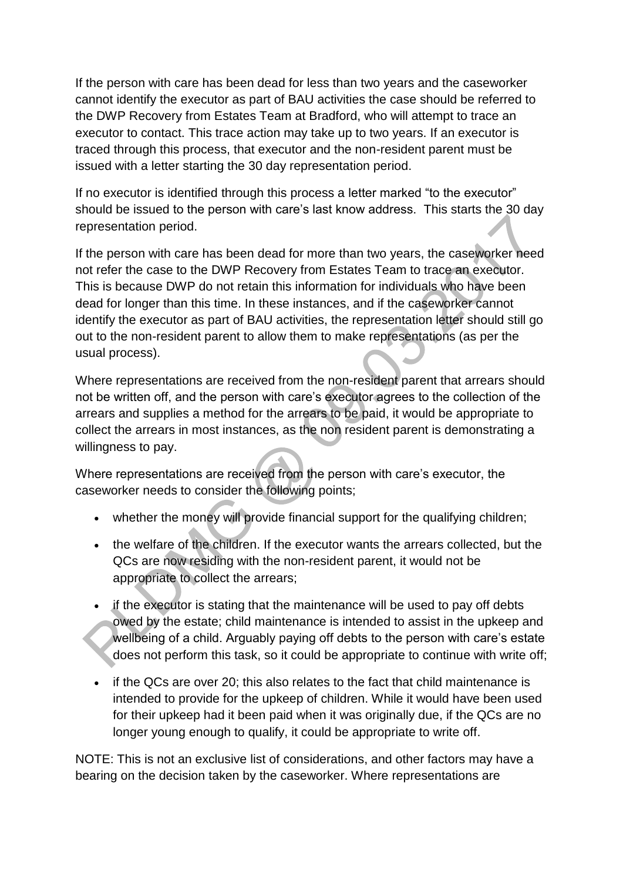If the person with care has been dead for less than two years and the caseworker cannot identify the executor as part of BAU activities the case should be referred to the DWP Recovery from Estates Team at Bradford, who will attempt to trace an executor to contact. This trace action may take up to two years. If an executor is traced through this process, that executor and the non-resident parent must be issued with a letter starting the 30 day representation period.

If no executor is identified through this process a letter marked "to the executor" should be issued to the person with care's last know address. This starts the 30 day representation period.

If the person with care has been dead for more than two years, the caseworker need not refer the case to the DWP Recovery from Estates Team to trace an executor. This is because DWP do not retain this information for individuals who have been dead for longer than this time. In these instances, and if the caseworker cannot identify the executor as part of BAU activities, the representation letter should still go out to the non-resident parent to allow them to make representations (as per the usual process).

Where representations are received from the non-resident parent that arrears should not be written off, and the person with care's executor agrees to the collection of the arrears and supplies a method for the arrears to be paid, it would be appropriate to collect the arrears in most instances, as the non resident parent is demonstrating a willingness to pay.

Where representations are received from the person with care's executor, the caseworker needs to consider the following points;

- whether the money will provide financial support for the qualifying children;
- the welfare of the children. If the executor wants the arrears collected, but the QCs are now residing with the non-resident parent, it would not be appropriate to collect the arrears;
- if the executor is stating that the maintenance will be used to pay off debts owed by the estate; child maintenance is intended to assist in the upkeep and wellbeing of a child. Arguably paying off debts to the person with care's estate does not perform this task, so it could be appropriate to continue with write off;
- if the QCs are over 20; this also relates to the fact that child maintenance is intended to provide for the upkeep of children. While it would have been used for their upkeep had it been paid when it was originally due, if the QCs are no longer young enough to qualify, it could be appropriate to write off.

NOTE: This is not an exclusive list of considerations, and other factors may have a bearing on the decision taken by the caseworker. Where representations are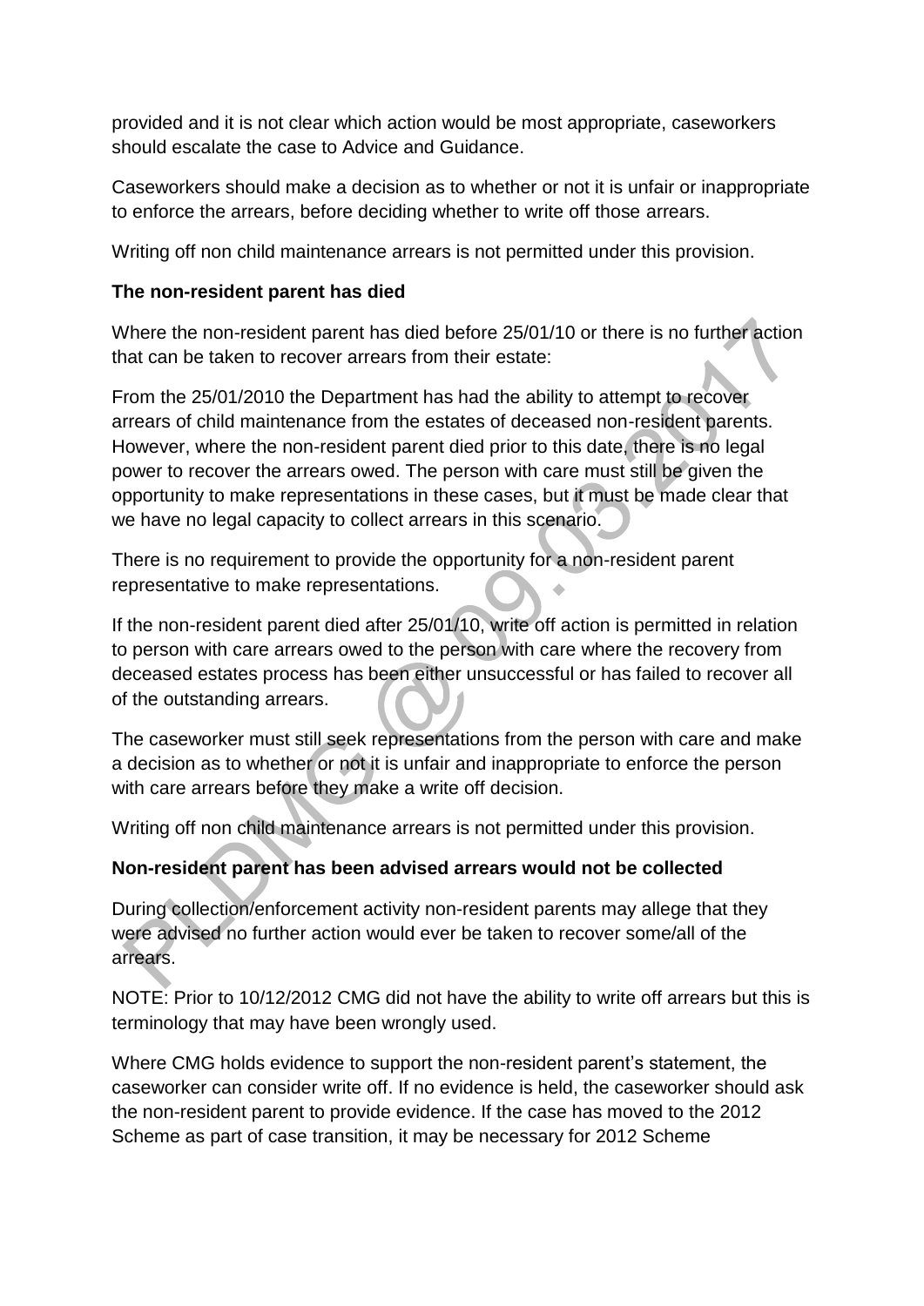provided and it is not clear which action would be most appropriate, caseworkers should escalate the case to Advice and Guidance.

Caseworkers should make a decision as to whether or not it is unfair or inappropriate to enforce the arrears, before deciding whether to write off those arrears.

Writing off non child maintenance arrears is not permitted under this provision.

**The non-resident parent has died**

Where the non-resident parent has died before 25/01/10 or there is no further action that can be taken to recover arrears from their estate:

From the 25/01/2010 the Department has had the ability to attempt to recover arrears of child maintenance from the estates of deceased non-resident parents. However, where the non-resident parent died prior to this date, there is no legal power to recover the arrears owed. The person with care must still be given the opportunity to make representations in these cases, but it must be made clear that we have no legal capacity to collect arrears in this scenario.

There is no requirement to provide the opportunity for a non-resident parent representative to make representations.

If the non-resident parent died after 25/01/10, write off action is permitted in relation to person with care arrears owed to the person with care where the recovery from deceased estates process has been either unsuccessful or has failed to recover all of the outstanding arrears.

The caseworker must still seek representations from the person with care and make a decision as to whether or not it is unfair and inappropriate to enforce the person with care arrears before they make a write off decision.

Writing off non child maintenance arrears is not permitted under this provision.

**Non-resident parent has been advised arrears would not be collected**

During collection/enforcement activity non-resident parents may allege that they were advised no further action would ever be taken to recover some/all of the arrears.

NOTE: Prior to 10/12/2012 CMG did not have the ability to write off arrears but this is terminology that may have been wrongly used.

Where CMG holds evidence to support the non-resident parent's statement, the caseworker can consider write off. If no evidence is held, the caseworker should ask the non-resident parent to provide evidence. If the case has moved to the 2012 Scheme as part of case transition, it may be necessary for 2012 Scheme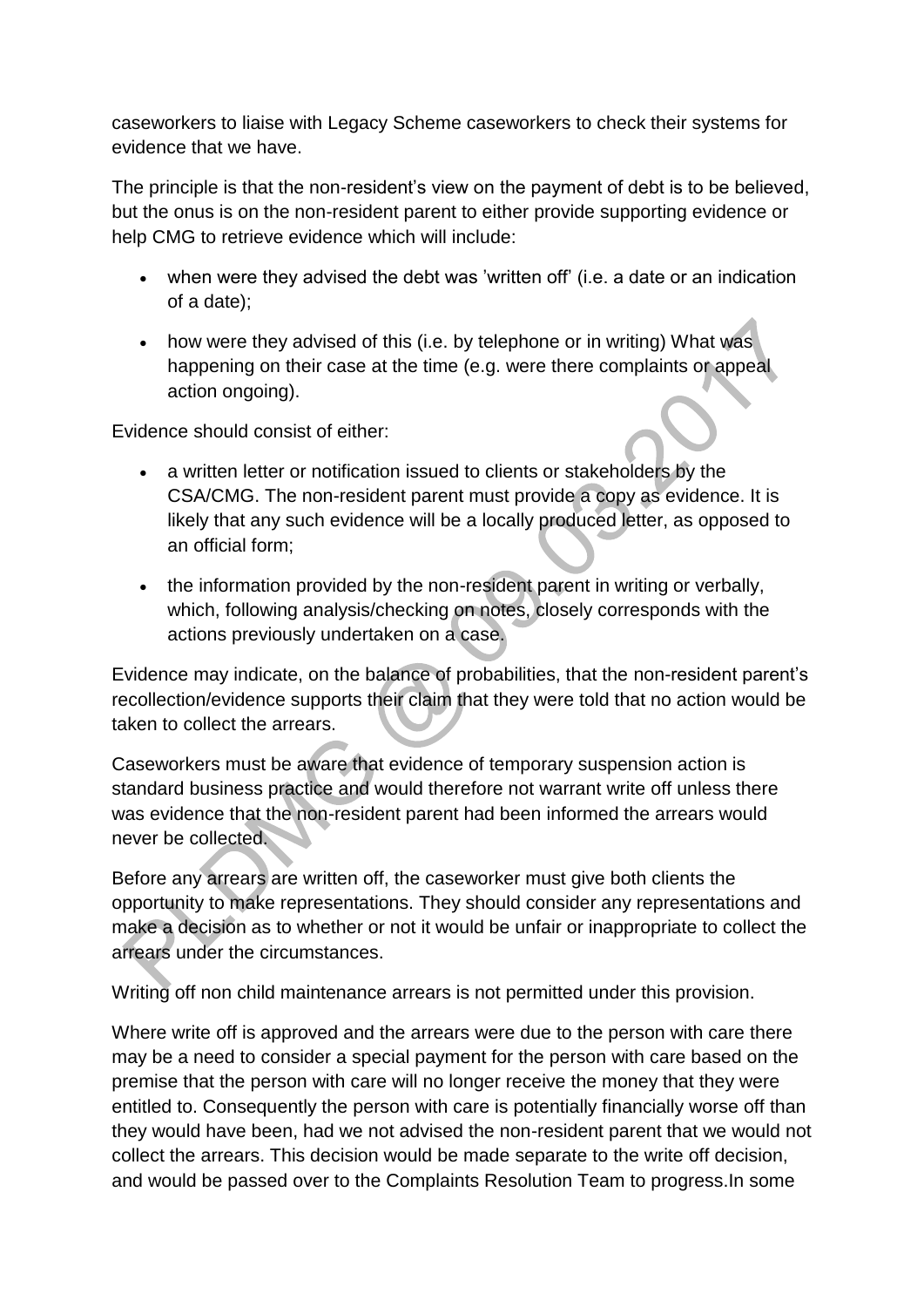caseworkers to liaise with Legacy Scheme caseworkers to check their systems for evidence that we have.

The principle is that the non-resident's view on the payment of debt is to be believed, but the onus is on the non-resident parent to either provide supporting evidence or help CMG to retrieve evidence which will include:

- when were they advised the debt was 'written off' (i.e. a date or an indication of a date);
- how were they advised of this (i.e. by telephone or in writing) What was happening on their case at the time (e.g. were there complaints or appeal action ongoing).

Evidence should consist of either:

- a written letter or notification issued to clients or stakeholders by the CSA/CMG. The non-resident parent must provide a copy as evidence. It is likely that any such evidence will be a locally produced letter, as opposed to an official form;
- the information provided by the non-resident parent in writing or verbally, which, following analysis/checking on notes, closely corresponds with the actions previously undertaken on a case.

Evidence may indicate, on the balance of probabilities, that the non-resident parent's recollection/evidence supports their claim that they were told that no action would be taken to collect the arrears.

Caseworkers must be aware that evidence of temporary suspension action is standard business practice and would therefore not warrant write off unless there was evidence that the non-resident parent had been informed the arrears would never be collected.

Before any arrears are written off, the caseworker must give both clients the opportunity to make representations. They should consider any representations and make a decision as to whether or not it would be unfair or inappropriate to collect the arrears under the circumstances.

Writing off non child maintenance arrears is not permitted under this provision.

Where write off is approved and the arrears were due to the person with care there may be a need to consider a special payment for the person with care based on the premise that the person with care will no longer receive the money that they were entitled to. Consequently the person with care is potentially financially worse off than they would have been, had we not advised the non-resident parent that we would not collect the arrears. This decision would be made separate to the write off decision, and would be passed over to the Complaints Resolution Team to progress.In some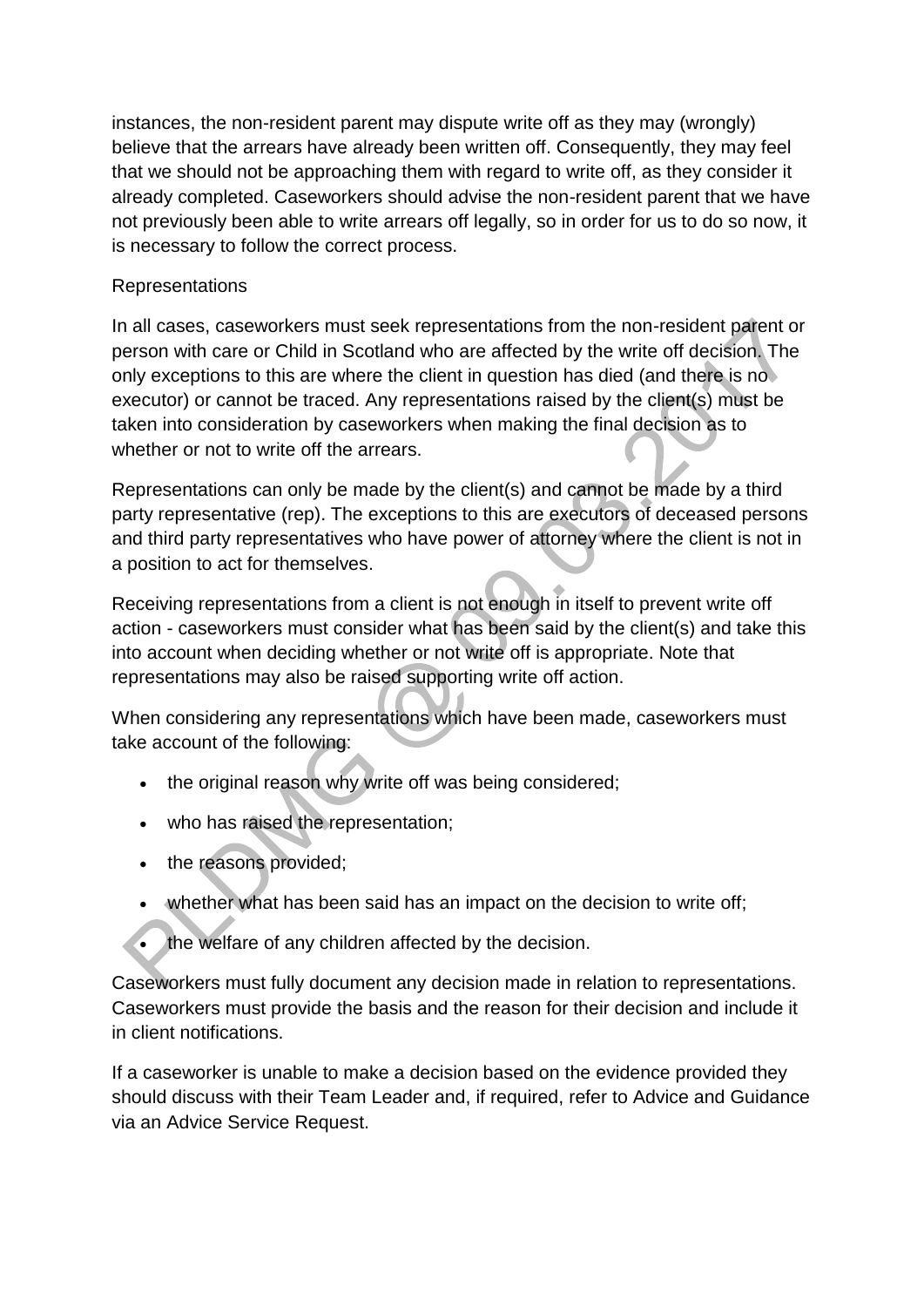instances, the non-resident parent may dispute write off as they may (wrongly) believe that the arrears have already been written off. Consequently, they may feel that we should not be approaching them with regard to write off, as they consider it already completed. Caseworkers should advise the non-resident parent that we have not previously been able to write arrears off legally, so in order for us to do so now, it is necessary to follow the correct process.

## Representations

In all cases, caseworkers must seek representations from the non-resident parent or person with care or Child in Scotland who are affected by the write off decision. The only exceptions to this are where the client in question has died (and there is no executor) or cannot be traced. Any representations raised by the client(s) must be taken into consideration by caseworkers when making the final decision as to whether or not to write off the arrears.

Representations can only be made by the client(s) and cannot be made by a third party representative (rep). The exceptions to this are executors of deceased persons and third party representatives who have power of attorney where the client is not in a position to act for themselves.

Receiving representations from a client is not enough in itself to prevent write off action - caseworkers must consider what has been said by the client(s) and take this into account when deciding whether or not write off is appropriate. Note that representations may also be raised supporting write off action.

When considering any representations which have been made, caseworkers must take account of the following:

- the original reason why write off was being considered;
- who has raised the representation;
- the reasons provided;
- whether what has been said has an impact on the decision to write off;
- the welfare of any children affected by the decision.

Caseworkers must fully document any decision made in relation to representations. Caseworkers must provide the basis and the reason for their decision and include it in client notifications.

If a caseworker is unable to make a decision based on the evidence provided they should discuss with their Team Leader and, if required, refer to Advice and Guidance via an Advice Service Request.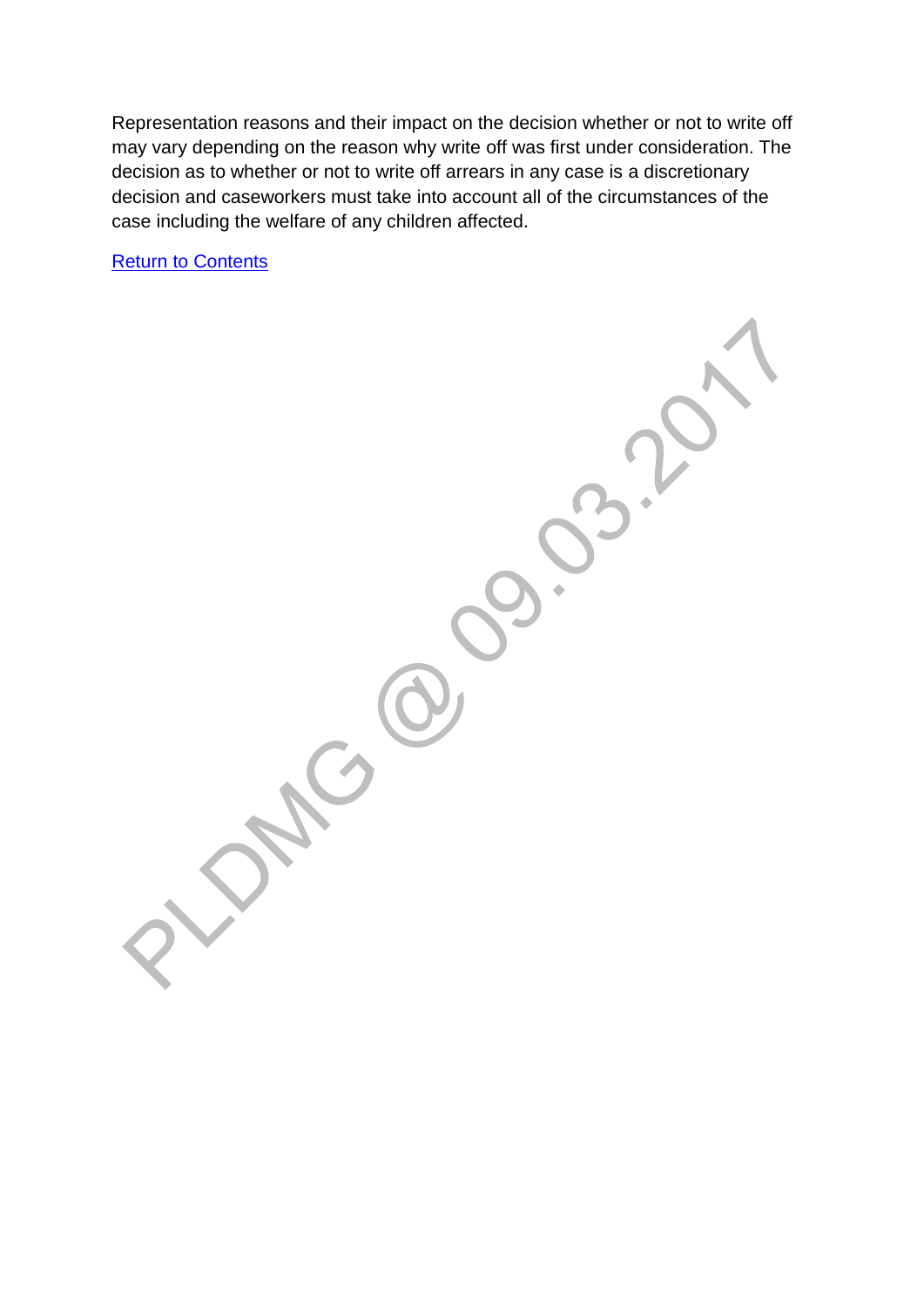Representation reasons and their impact on the decision whether or not to write off may vary depending on the reason why write off was first under consideration. The decision as to whether or not to write off arrears in any case is a discretionary decision and caseworkers must take into account all of the circumstances of the case including the welfare of any children affected.

Return to Contents